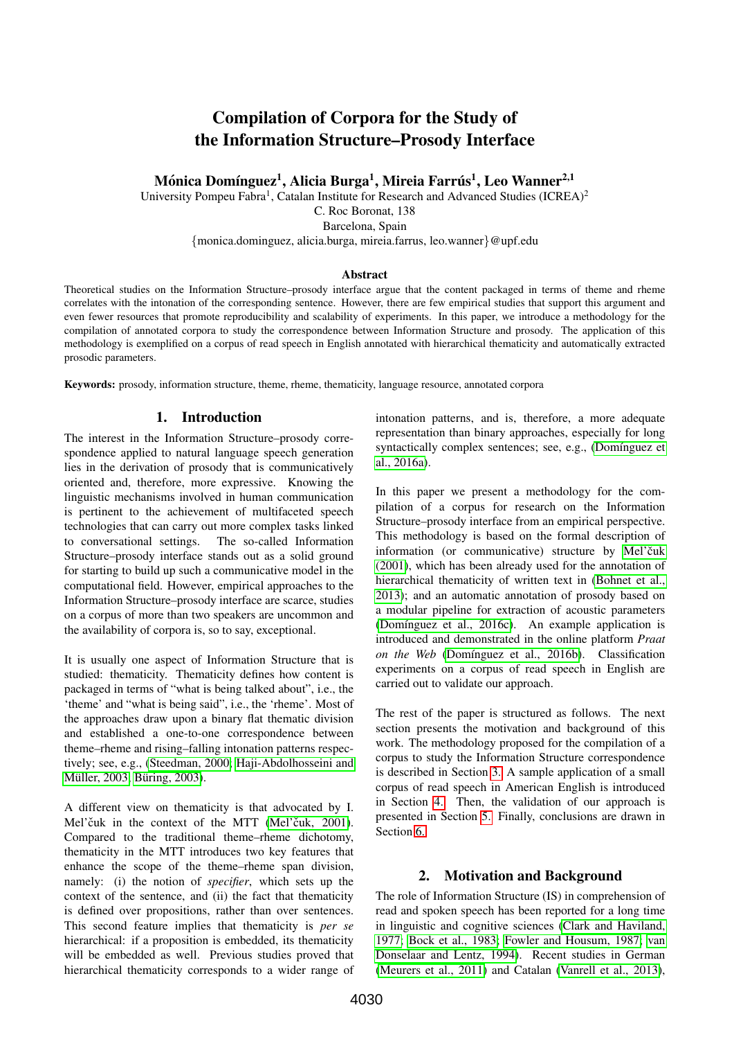# Compilation of Corpora for the Study of the Information Structure–Prosody Interface

**Mónica Domínguez[1], Alicia Burga[1], Mireia Farrús[1], Leo Wanner[2,1]**

University Pompeu Fabra[1], Catalan Institute for Research and Advanced Studies (ICREA)[2]
C. Roc Boronat, 138
Barcelona, Spain
{monica.dominguez, alicia.burga, mireia.farrus, leo.wanner}@upf.edu

### Abstract

Theoretical studies on the Information Structure–prosody interface argue that the content packaged in terms of theme and rheme correlates with the intonation of the corresponding sentence. However, there are few empirical studies that support this argument and even fewer resources that promote reproducibility and scalability of experiments. In this paper, we introduce a methodology for the compilation of annotated corpora to study the correspondence between Information Structure and prosody. The application of this methodology is exemplified on a corpus of read speech in English annotated with hierarchical thematicity and automatically extracted prosodic parameters.

**Keywords:** prosody, information structure, theme, rheme, thematicity, language resource, annotated corpora

## 1. Introduction

The interest in the Information Structure–prosody correspondence applied to natural language speech generation lies in the derivation of prosody that is communicatively oriented and, therefore, more expressive. Knowing the linguistic mechanisms involved in human communication is pertinent to the achievement of multifaceted speech technologies that can carry out more complex tasks linked to conversational settings. The so-called Information Structure–prosody interface stands out as a solid ground for starting to build up such a communicative model in the computational field. However, empirical approaches to the Information Structure–prosody interface are scarce, studies on a corpus of more than two speakers are uncommon and the availability of corpora is, so to say, exceptional.

It is usually one aspect of Information Structure that is studied: thematicity. Thematicity defines how content is packaged in terms of "what is being talked about", i.e., the 'theme' and "what is being said", i.e., the 'rheme'. Most of the approaches draw upon a binary flat thematic division and established a one-to-one correspondence between theme–rheme and rising–falling intonation patterns respectively; see, e.g., (Steedman, 2000; Haji-Abdolhosseini and Müller, 2003; Büring, 2003).

A different view on thematicity is that advocated by I. Mel'čuk in the context of the MTT (Mel'čuk, 2001). Compared to the traditional theme–rheme dichotomy, thematicity in the MTT introduces two key features that enhance the scope of the theme–rheme span division, namely: (i) the notion of *specifier*, which sets up the context of the sentence, and (ii) the fact that thematicity is defined over propositions, rather than over sentences. This second feature implies that thematicity is *per se* hierarchical: if a proposition is embedded, its thematicity will be embedded as well. Previous studies proved that hierarchical thematicity corresponds to a wider range of intonation patterns, and is, therefore, a more adequate representation than binary approaches, especially for long syntactically complex sentences; see, e.g., (Domínguez et al., 2016a).

In this paper we present a methodology for the compilation of a corpus for research on the Information Structure–prosody interface from an empirical perspective. This methodology is based on the formal description of information (or communicative) structure by Mel'čuk (2001), which has been already used for the annotation of hierarchical thematicity of written text in (Bohnet et al., 2013); and an automatic annotation of prosody based on a modular pipeline for extraction of acoustic parameters (Domínguez et al., 2016c). An example application is introduced and demonstrated in the online platform *Praat on the Web* (Domínguez et al., 2016b). Classification experiments on a corpus of read speech in English are carried out to validate our approach.

The rest of the paper is structured as follows. The next section presents the motivation and background of this work. The methodology proposed for the compilation of a corpus to study the Information Structure correspondence is described in Section 3. A sample application of a small corpus of read speech in American English is introduced in Section 4. Then, the validation of our approach is presented in Section 5. Finally, conclusions are drawn in Section 6.

## 2. Motivation and Background

The role of Information Structure (IS) in comprehension of read and spoken speech has been reported for a long time in linguistic and cognitive sciences (Clark and Haviland, 1977; Bock et al., 1983; Fowler and Housum, 1987; van Donselaar and Lentz, 1994). Recent studies in German (Meurers et al., 2011) and Catalan (Vanrell et al., 2013),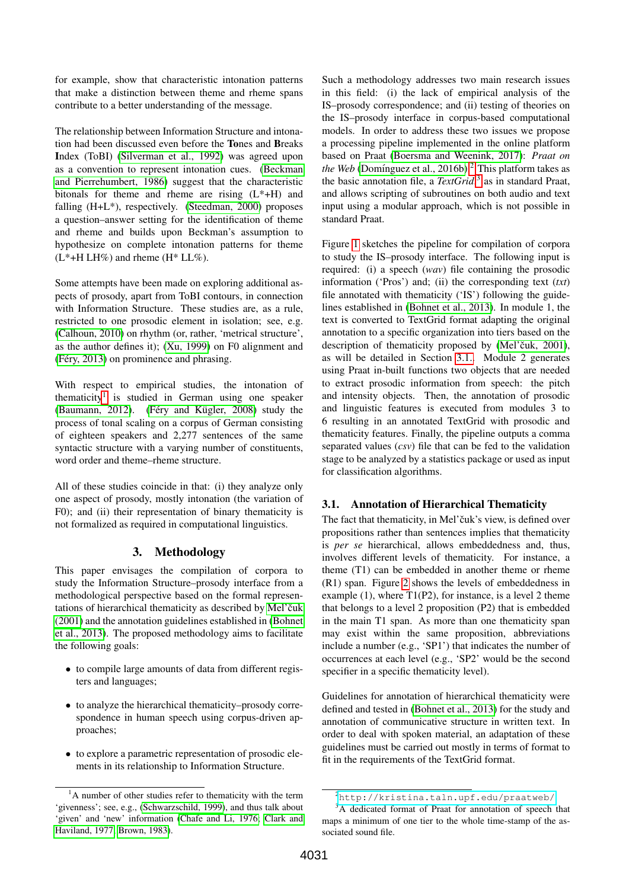for example, show that characteristic intonation patterns that make a distinction between theme and rheme spans contribute to a better understanding of the message.

The relationship between Information Structure and intonation had been discussed even before the **To**nes and **B**reaks **I**ndex (ToBI) (Silverman et al., 1992) was agreed upon as a convention to represent intonation cues. (Beckman and Pierrehumbert, 1986) suggest that the characteristic bitonals for theme and rheme are rising (L*+H) and falling (H+L*), respectively. (Steedman, 2000) proposes a question–answer setting for the identification of theme and rheme and builds upon Beckman's assumption to hypothesize on complete intonation patterns for theme (L*+H LH%) and rheme (H* LL%).

Some attempts have been made on exploring additional aspects of prosody, apart from ToBI contours, in connection with Information Structure. These studies are, as a rule, restricted to one prosodic element in isolation; see, e.g. (Calhoun, 2010) on rhythm (or, rather, 'metrical structure', as the author defines it); (Xu, 1999) on F0 alignment and (Féry, 2013) on prominence and phrasing.

With respect to empirical studies, the intonation of thematicity[1] is studied in German using one speaker (Baumann, 2012). (Féry and Kügler, 2008) study the process of tonal scaling on a corpus of German consisting of eighteen speakers and 2,277 sentences of the same syntactic structure with a varying number of constituents, word order and theme–rheme structure.

All of these studies coincide in that: (i) they analyze only one aspect of prosody, mostly intonation (the variation of F0); and (ii) their representation of binary thematicity is not formalized as required in computational linguistics.

## 3. Methodology

This paper envisages the compilation of corpora to study the Information Structure–prosody interface from a methodological perspective based on the formal representations of hierarchical thematicity as described by Mel'čuk (2001) and the annotation guidelines established in (Bohnet et al., 2013). The proposed methodology aims to facilitate the following goals:

- to compile large amounts of data from different registers and languages;
- to analyze the hierarchical thematicity–prosody correspondence in human speech using corpus-driven approaches;
- to explore a parametric representation of prosodic elements in its relationship to Information Structure.

Such a methodology addresses two main research issues in this field: (i) the lack of empirical analysis of the IS–prosody correspondence; and (ii) testing of theories on the IS–prosody interface in corpus-based computational models. In order to address these two issues we propose a processing pipeline implemented in the online platform based on Praat (Boersma and Weenink, 2017): *Praat on the Web* (Domínguez et al., 2016b).[2] This platform takes as the basic annotation file, a *TextGrid*[3] as in standard Praat, and allows scripting of subroutines on both audio and text input using a modular approach, which is not possible in standard Praat.

Figure 1 sketches the pipeline for compilation of corpora to study the IS–prosody interface. The following input is required: (i) a speech (*wav*) file containing the prosodic information ('Pros') and; (ii) the corresponding text (*txt*) file annotated with thematicity ('IS') following the guidelines established in (Bohnet et al., 2013). In module 1, the text is converted to TextGrid format adapting the original annotation to a specific organization into tiers based on the description of thematicity proposed by (Mel'čuk, 2001), as will be detailed in Section 3.1.. Module 2 generates using Praat in-built functions two objects that are needed to extract prosodic information from speech: the pitch and intensity objects. Then, the annotation of prosodic and linguistic features is executed from modules 3 to 6 resulting in an annotated TextGrid with prosodic and thematicity features. Finally, the pipeline outputs a comma separated values (*csv*) file that can be fed to the validation stage to be analyzed by a statistics package or used as input for classification algorithms.

### 3.1. Annotation of Hierarchical Thematicity

The fact that thematicity, in Mel'čuk's view, is defined over propositions rather than sentences implies that thematicity is *per se* hierarchical, allows embeddedness and, thus, involves different levels of thematicity. For instance, a theme (T1) can be embedded in another theme or rheme (R1) span. Figure 2 shows the levels of embeddedness in example (1), where T1(P2), for instance, is a level 2 theme that belongs to a level 2 proposition (P2) that is embedded in the main T1 span. As more than one thematicity span may exist within the same proposition, abbreviations include a number (e.g., 'SP1') that indicates the number of occurrences at each level (e.g., 'SP2' would be the second specifier in a specific thematicity level).

Guidelines for annotation of hierarchical thematicity were defined and tested in (Bohnet et al., 2013) for the study and annotation of communicative structure in written text. In order to deal with spoken material, an adaptation of these guidelines must be carried out mostly in terms of format to fit in the requirements of the TextGrid format.

---

[1] A number of other studies refer to thematicity with the term 'givenness'; see, e.g., (Schwarzschild, 1999), and thus talk about 'given' and 'new' information (Chafe and Li, 1976; Clark and Haviland, 1977; Brown, 1983).

[2] http://kristina.taln.upf.edu/praatweb/

[3] A dedicated format of Praat for annotation of speech that maps a minimum of one tier to the whole time-stamp of the associated sound file.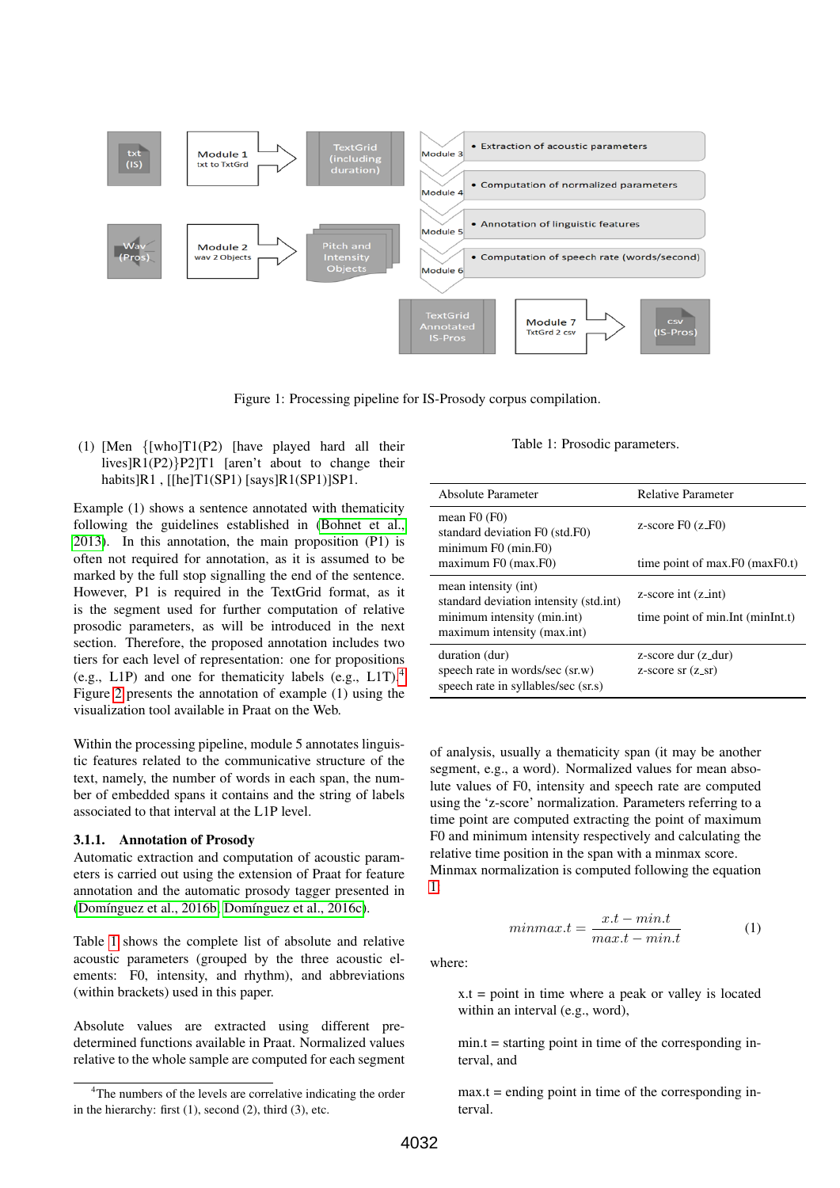Figure 1: Processing pipeline for IS-Prosody corpus compilation.

(1) [Men {[who]T1(P2) [have played hard all their lives]R1(P2)}P2]T1 [aren't about to change their habits]R1 , [[he]T1(SP1) [says]R1(SP1)]SP1.

Example (1) shows a sentence annotated with thematicity following the guidelines established in (Bohnet et al., 2013). In this annotation, the main proposition (P1) is often not required for annotation, as it is assumed to be marked by the full stop signalling the end of the sentence. However, P1 is required in the TextGrid format, as it is the segment used for further computation of relative prosodic parameters, as will be introduced in the next section. Therefore, the proposed annotation includes two tiers for each level of representation: one for propositions (e.g., L1P) and one for thematicity labels (e.g., L1T).[4] Figure 2 presents the annotation of example (1) using the visualization tool available in Praat on the Web.

Within the processing pipeline, module 5 annotates linguistic features related to the communicative structure of the text, namely, the number of words in each span, the number of embedded spans it contains and the string of labels associated to that interval at the L1P level.

### 3.1.1. Annotation of Prosody

Automatic extraction and computation of acoustic parameters is carried out using the extension of Praat for feature annotation and the automatic prosody tagger presented in (Domínguez et al., 2016b; Domínguez et al., 2016c).

Table 1 shows the complete list of absolute and relative acoustic parameters (grouped by the three acoustic elements: F0, intensity, and rhythm), and abbreviations (within brackets) used in this paper.

Absolute values are extracted using different predetermined functions available in Praat. Normalized values relative to the whole sample are computed for each segment

[4] The numbers of the levels are correlative indicating the order in the hierarchy: first (1), second (2), third (3), etc.

Table 1: Prosodic parameters.

| Absolute Parameter | Relative Parameter |
|---|---|
| mean F0 (F0)<br>standard deviation F0 (std.F0)<br>minimum F0 (min.F0)<br>maximum F0 (max.F0) | z-score F0 (z_F0)<br><br>time point of max.F0 (maxF0.t) |
| mean intensity (int)<br>standard deviation intensity (std.int)<br>minimum intensity (min.int)<br>maximum intensity (max.int) | z-score int (z_int)<br><br>time point of min.Int (minInt.t) |
| duration (dur)<br>speech rate in words/sec (sr.w)<br>speech rate in syllables/sec (sr.s) | z-score dur (z_dur)<br>z-score sr (z_sr) |

of analysis, usually a thematicity span (it may be another segment, e.g., a word). Normalized values for mean absolute values of F0, intensity and speech rate are computed using the 'z-score' normalization. Parameters referring to a time point are computed extracting the point of maximum F0 and minimum intensity respectively and calculating the relative time position in the span with a minmax score. Minmax normalization is computed following the equation 1

$$minmax.t = \frac{x.t - min.t}{max.t - min.t} \quad (1)$$

where:

x.t = point in time where a peak or valley is located within an interval (e.g., word),

min.t = starting point in time of the corresponding interval, and

max.t = ending point in time of the corresponding interval.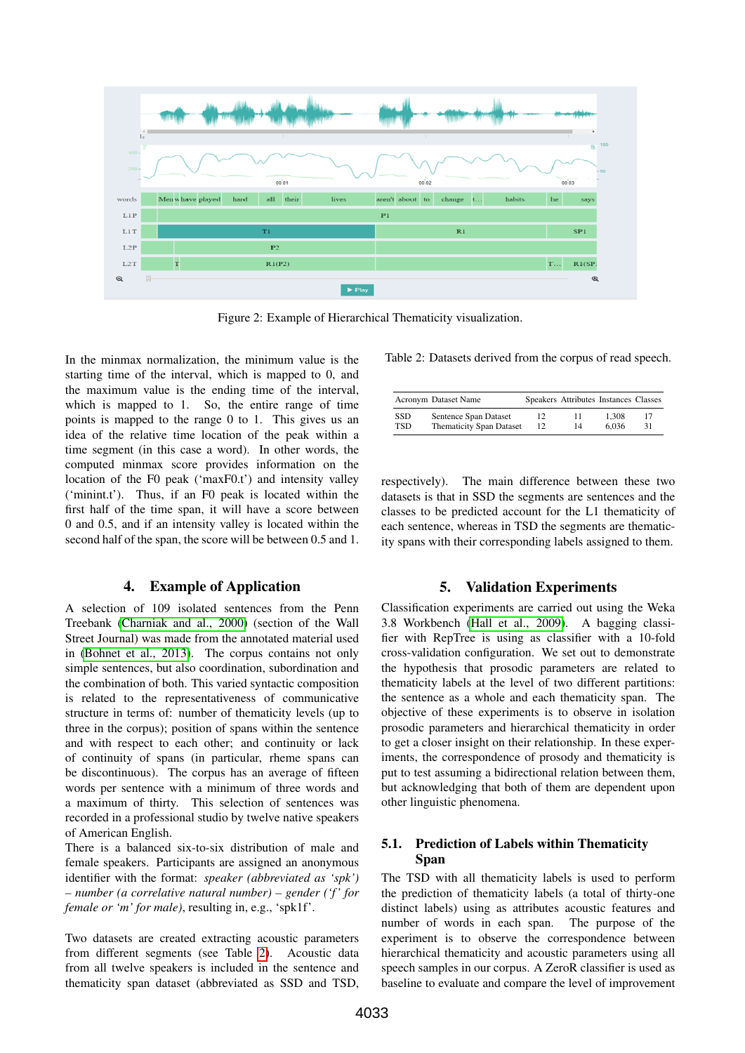Figure 2: Example of Hierarchical Thematicity visualization.

In the minmax normalization, the minimum value is the starting time of the interval, which is mapped to 0, and the maximum value is the ending time of the interval, which is mapped to 1. So, the entire range of time points is mapped to the range 0 to 1. This gives us an idea of the relative time location of the peak within a time segment (in this case a word). In other words, the computed minmax score provides information on the location of the F0 peak ('maxF0.t') and intensity valley ('minint.t'). Thus, if an F0 peak is located within the first half of the time span, it will have a score between 0 and 0.5, and if an intensity valley is located within the second half of the span, the score will be between 0.5 and 1.

## 4. Example of Application

A selection of 109 isolated sentences from the Penn Treebank (Charniak and al., 2000) (section of the Wall Street Journal) was made from the annotated material used in (Bohnet et al., 2013). The corpus contains not only simple sentences, but also coordination, subordination and the combination of both. This varied syntactic composition is related to the representativeness of communicative structure in terms of: number of thematicity levels (up to three in the corpus); position of spans within the sentence and with respect to each other; and continuity or lack of continuity of spans (in particular, rheme spans can be discontinuous). The corpus has an average of fifteen words per sentence with a minimum of three words and a maximum of thirty. This selection of sentences was recorded in a professional studio by twelve native speakers of American English.

There is a balanced six-to-six distribution of male and female speakers. Participants are assigned an anonymous identifier with the format: *speaker (abbreviated as 'spk') – number (a correlative natural number) – gender ('f' for female or 'm' for male)*, resulting in, e.g., 'spk1f'.

Two datasets are created extracting acoustic parameters from different segments (see Table 2). Acoustic data from all twelve speakers is included in the sentence and thematicity span dataset (abbreviated as SSD and TSD, respectively). The main difference between these two datasets is that in SSD the segments are sentences and the classes to be predicted account for the L1 thematicity of each sentence, whereas in TSD the segments are thematicity spans with their corresponding labels assigned to them.

Table 2: Datasets derived from the corpus of read speech.

| Acronym | Dataset Name | Speakers | Attributes | Instances | Classes |
|---|---|---|---|---|---|
| SSD | Sentence Span Dataset | 12 | 11 | 1,308 | 17 |
| TSD | Thematicity Span Dataset | 12 | 14 | 6,036 | 31 |

## 5. Validation Experiments

Classification experiments are carried out using the Weka 3.8 Workbench (Hall et al., 2009). A bagging classifier with RepTree is using as classifier with a 10-fold cross-validation configuration. We set out to demonstrate the hypothesis that prosodic parameters are related to thematicity labels at the level of two different partitions: the sentence as a whole and each thematicity span. The objective of these experiments is to observe in isolation prosodic parameters and hierarchical thematicity in order to get a closer insight on their relationship. In these experiments, the correspondence of prosody and thematicity is put to test assuming a bidirectional relation between them, but acknowledging that both of them are dependent upon other linguistic phenomena.

### 5.1. Prediction of Labels within Thematicity Span

The TSD with all thematicity labels is used to perform the prediction of thematicity labels (a total of thirty-one distinct labels) using as attributes acoustic features and number of words in each span. The purpose of the experiment is to observe the correspondence between hierarchical thematicity and acoustic parameters using all speech samples in our corpus. A ZeroR classifier is used as baseline to evaluate and compare the level of improvement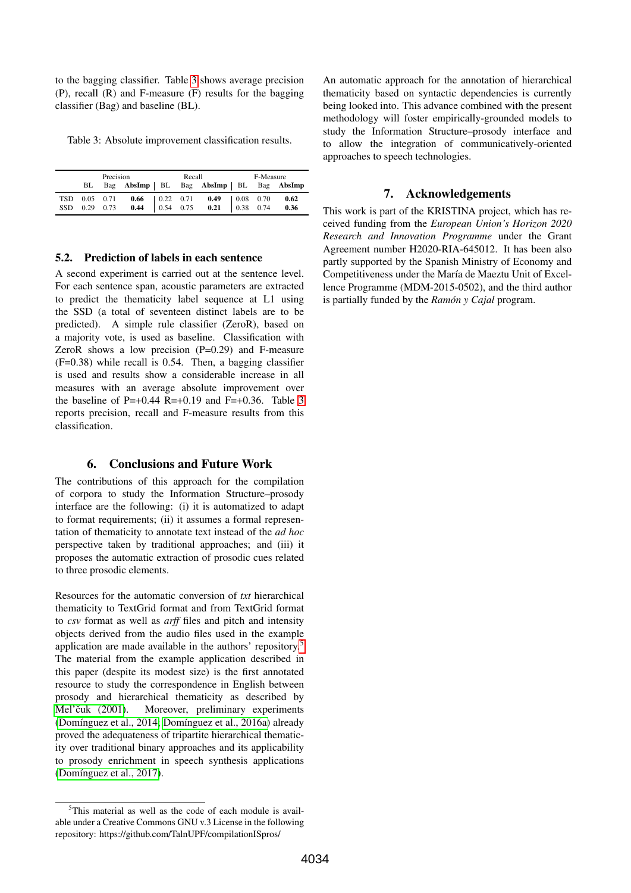to the bagging classifier. Table 3 shows average precision (P), recall (R) and F-measure (F) results for the bagging classifier (Bag) and baseline (BL).

Table 3: Absolute improvement classification results.

| | Precision | | | Recall | | | F-Measure | | |
|---|---|---|---|---|---|---|---|---|---|
| | BL | Bag | **AbsImp** | BL | Bag | **AbsImp** | BL | Bag | **AbsImp** |
| TSD | 0.05 | 0.71 | **0.66** | 0.22 | 0.71 | **0.49** | 0.08 | 0.70 | **0.62** |
| SSD | 0.29 | 0.73 | **0.44** | 0.54 | 0.75 | **0.21** | 0.38 | 0.74 | **0.36** |

### 5.2. Prediction of labels in each sentence

A second experiment is carried out at the sentence level. For each sentence span, acoustic parameters are extracted to predict the thematicity label sequence at L1 using the SSD (a total of seventeen distinct labels are to be predicted). A simple rule classifier (ZeroR), based on a majority vote, is used as baseline. Classification with ZeroR shows a low precision (P=0.29) and F-measure (F=0.38) while recall is 0.54. Then, a bagging classifier is used and results show a considerable increase in all measures with an average absolute improvement over the baseline of P=+0.44 R=+0.19 and F=+0.36. Table 3 reports precision, recall and F-measure results from this classification.

## 6. Conclusions and Future Work

The contributions of this approach for the compilation of corpora to study the Information Structure–prosody interface are the following: (i) it is automatized to adapt to format requirements; (ii) it assumes a formal representation of thematicity to annotate text instead of the *ad hoc* perspective taken by traditional approaches; and (iii) it proposes the automatic extraction of prosodic cues related to three prosodic elements.

Resources for the automatic conversion of *txt* hierarchical thematicity to TextGrid format and from TextGrid format to *csv* format as well as *arff* files and pitch and intensity objects derived from the audio files used in the example application are made available in the authors' repository.[5] The material from the example application described in this paper (despite its modest size) is the first annotated resource to study the correspondence in English between prosody and hierarchical thematicity as described by Mel'čuk (2001). Moreover, preliminary experiments (Domínguez et al., 2014; Domínguez et al., 2016a) already proved the adequateness of tripartite hierarchical thematicity over traditional binary approaches and its applicability to prosody enrichment in speech synthesis applications (Domínguez et al., 2017).

An automatic approach for the annotation of hierarchical thematicity based on syntactic dependencies is currently being looked into. This advance combined with the present methodology will foster empirically-grounded models to study the Information Structure–prosody interface and to allow the integration of communicatively-oriented approaches to speech technologies.

## 7. Acknowledgements

This work is part of the KRISTINA project, which has received funding from the *European Union's Horizon 2020 Research and Innovation Programme* under the Grant Agreement number H2020-RIA-645012. It has been also partly supported by the Spanish Ministry of Economy and Competitiveness under the María de Maeztu Unit of Excellence Programme (MDM-2015-0502), and the third author is partially funded by the *Ramón y Cajal* program.

[5] This material as well as the code of each module is available under a Creative Commons GNU v.3 License in the following repository: https://github.com/TalnUPF/compilationISpros/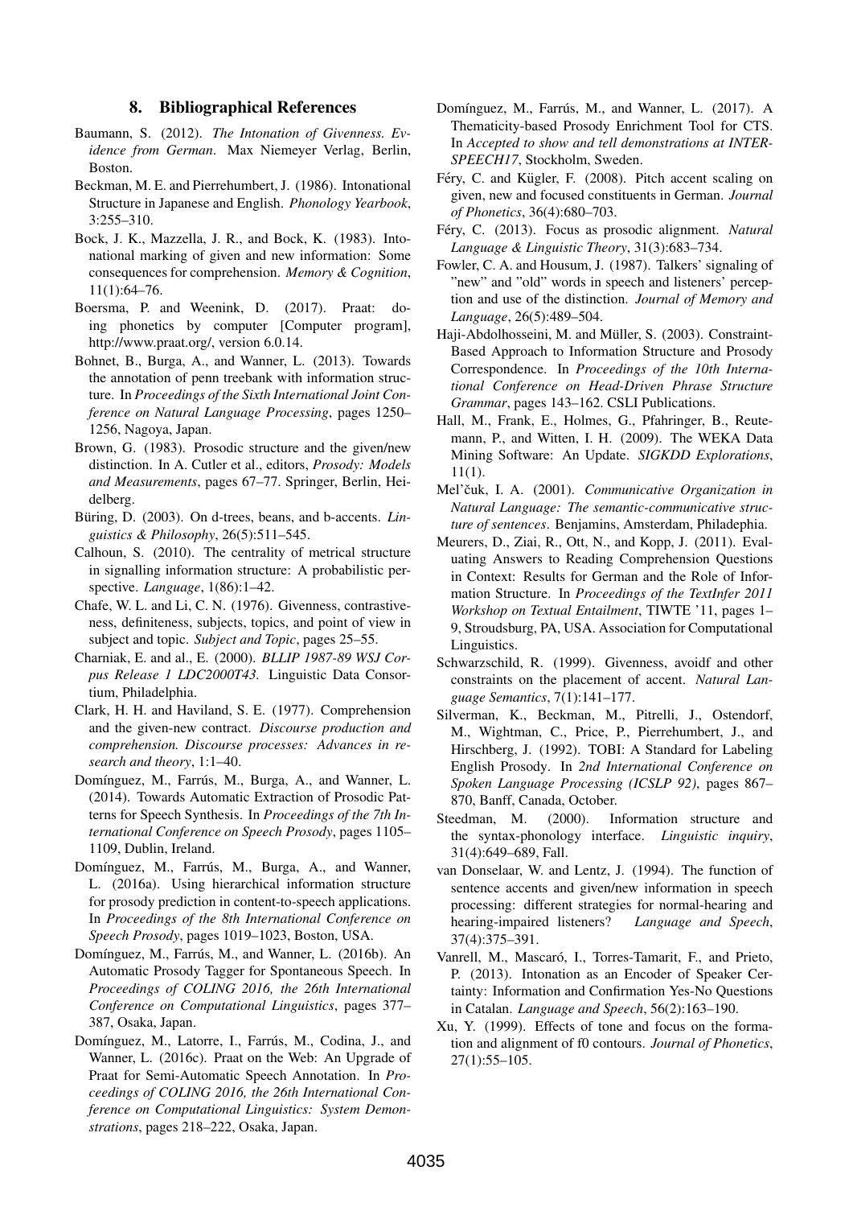## 8. Bibliographical References

Baumann, S. (2012). *The Intonation of Givenness. Evidence from German*. Max Niemeyer Verlag, Berlin, Boston.

Beckman, M. E. and Pierrehumbert, J. (1986). Intonational Structure in Japanese and English. *Phonology Yearbook*, 3:255–310.

Bock, J. K., Mazzella, J. R., and Bock, K. (1983). Intonational marking of given and new information: Some consequences for comprehension. *Memory & Cognition*, 11(1):64–76.

Boersma, P. and Weenink, D. (2017). Praat: doing phonetics by computer [Computer program], http://www.praat.org/, version 6.0.14.

Bohnet, B., Burga, A., and Wanner, L. (2013). Towards the annotation of penn treebank with information structure. In *Proceedings of the Sixth International Joint Conference on Natural Language Processing*, pages 1250–1256, Nagoya, Japan.

Brown, G. (1983). Prosodic structure and the given/new distinction. In A. Cutler et al., editors, *Prosody: Models and Measurements*, pages 67–77. Springer, Berlin, Heidelberg.

Büring, D. (2003). On d-trees, beans, and b-accents. *Linguistics & Philosophy*, 26(5):511–545.

Calhoun, S. (2010). The centrality of metrical structure in signalling information structure: A probabilistic perspective. *Language*, 1(86):1–42.

Chafe, W. L. and Li, C. N. (1976). Givenness, contrastiveness, definiteness, subjects, topics, and point of view in subject and topic. *Subject and Topic*, pages 25–55.

Charniak, E. and al., E. (2000). *BLLIP 1987-89 WSJ Corpus Release 1 LDC2000T43*. Linguistic Data Consortium, Philadelphia.

Clark, H. H. and Haviland, S. E. (1977). Comprehension and the given-new contract. *Discourse production and comprehension. Discourse processes: Advances in research and theory*, 1:1–40.

Domínguez, M., Farrús, M., Burga, A., and Wanner, L. (2014). Towards Automatic Extraction of Prosodic Patterns for Speech Synthesis. In *Proceedings of the 7th International Conference on Speech Prosody*, pages 1105–1109, Dublin, Ireland.

Domínguez, M., Farrús, M., Burga, A., and Wanner, L. (2016a). Using hierarchical information structure for prosody prediction in content-to-speech applications. In *Proceedings of the 8th International Conference on Speech Prosody*, pages 1019–1023, Boston, USA.

Domínguez, M., Farrús, M., and Wanner, L. (2016b). An Automatic Prosody Tagger for Spontaneous Speech. In *Proceedings of COLING 2016, the 26th International Conference on Computational Linguistics*, pages 377–387, Osaka, Japan.

Domínguez, M., Latorre, I., Farrús, M., Codina, J., and Wanner, L. (2016c). Praat on the Web: An Upgrade of Praat for Semi-Automatic Speech Annotation. In *Proceedings of COLING 2016, the 26th International Conference on Computational Linguistics: System Demonstrations*, pages 218–222, Osaka, Japan.

Domínguez, M., Farrús, M., and Wanner, L. (2017). A Thematicity-based Prosody Enrichment Tool for CTS. In *Accepted to show and tell demonstrations at INTERSPEECH17*, Stockholm, Sweden.

Féry, C. and Kügler, F. (2008). Pitch accent scaling on given, new and focused constituents in German. *Journal of Phonetics*, 36(4):680–703.

Féry, C. (2013). Focus as prosodic alignment. *Natural Language & Linguistic Theory*, 31(3):683–734.

Fowler, C. A. and Housum, J. (1987). Talkers' signaling of "new" and "old" words in speech and listeners' perception and use of the distinction. *Journal of Memory and Language*, 26(5):489–504.

Haji-Abdolhosseini, M. and Müller, S. (2003). Constraint-Based Approach to Information Structure and Prosody Correspondence. In *Proceedings of the 10th International Conference on Head-Driven Phrase Structure Grammar*, pages 143–162. CSLI Publications.

Hall, M., Frank, E., Holmes, G., Pfahringer, B., Reutemann, P., and Witten, I. H. (2009). The WEKA Data Mining Software: An Update. *SIGKDD Explorations*, 11(1).

Mel'čuk, I. A. (2001). *Communicative Organization in Natural Language: The semantic-communicative structure of sentences*. Benjamins, Amsterdam, Philadephia.

Meurers, D., Ziai, R., Ott, N., and Kopp, J. (2011). Evaluating Answers to Reading Comprehension Questions in Context: Results for German and the Role of Information Structure. In *Proceedings of the TextInfer 2011 Workshop on Textual Entailment*, TIWTE '11, pages 1–9, Stroudsburg, PA, USA. Association for Computational Linguistics.

Schwarzschild, R. (1999). Givenness, avoidf and other constraints on the placement of accent. *Natural Language Semantics*, 7(1):141–177.

Silverman, K., Beckman, M., Pitrelli, J., Ostendorf, M., Wightman, C., Price, P., Pierrehumbert, J., and Hirschberg, J. (1992). TOBI: A Standard for Labeling English Prosody. In *2nd International Conference on Spoken Language Processing (ICSLP 92)*, pages 867–870, Banff, Canada, October.

Steedman, M. (2000). Information structure and the syntax-phonology interface. *Linguistic inquiry*, 31(4):649–689, Fall.

van Donselaar, W. and Lentz, J. (1994). The function of sentence accents and given/new information in speech processing: different strategies for normal-hearing and hearing-impaired listeners? *Language and Speech*, 37(4):375–391.

Vanrell, M., Mascaró, I., Torres-Tamarit, F., and Prieto, P. (2013). Intonation as an Encoder of Speaker Certainty: Information and Confirmation Yes-No Questions in Catalan. *Language and Speech*, 56(2):163–190.

Xu, Y. (1999). Effects of tone and focus on the formation and alignment of f0 contours. *Journal of Phonetics*, 27(1):55–105.